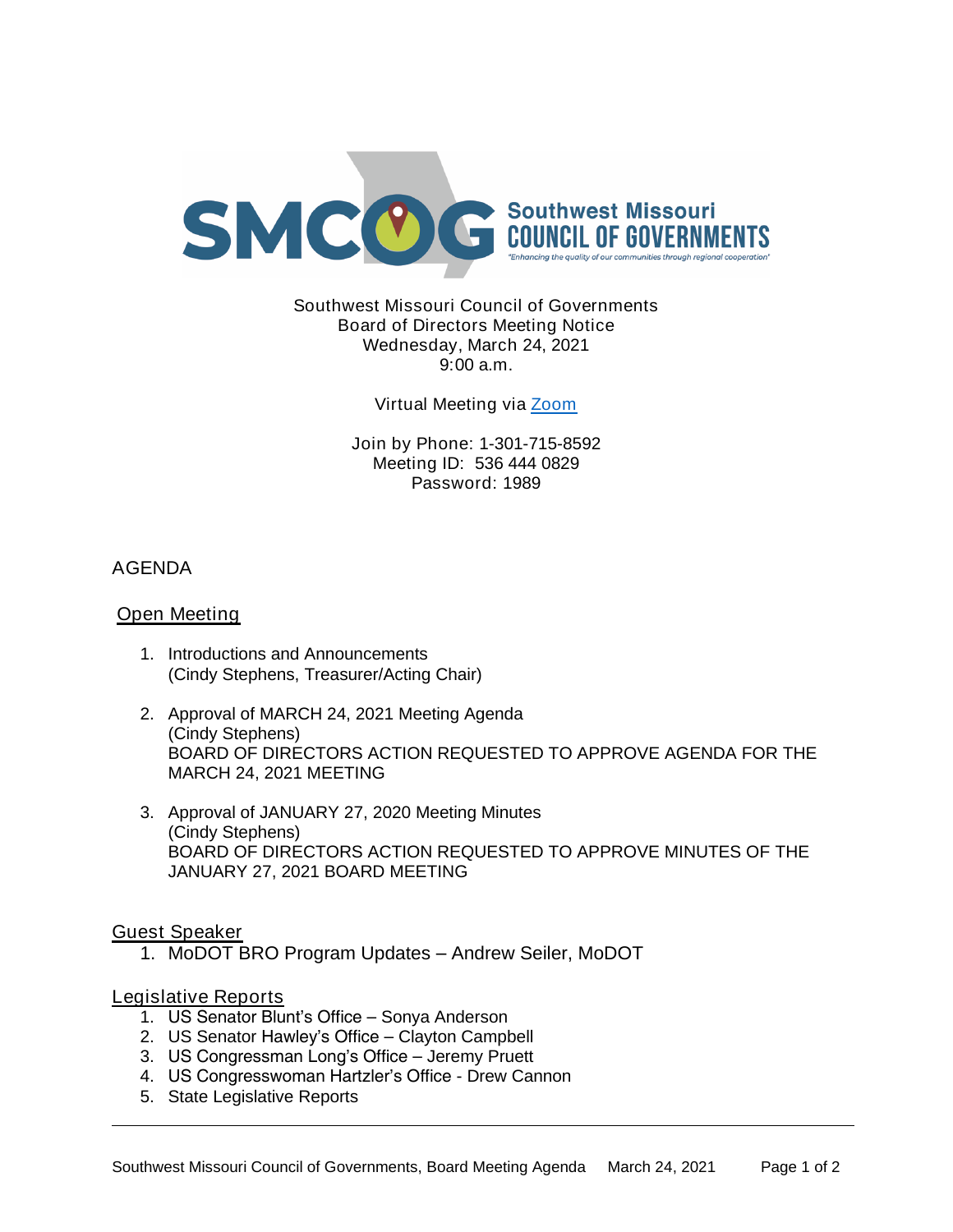Southwest Missouri Council of Governments
Board of Directors Meeting Notice
Wednesday, March 24, 2021
9:00 a.m.

Virtual Meeting via [Zoom]

Join by Phone: 1-301-715-8592
Meeting ID: 536 444 0829
Password: 1989

# AGENDA

## Open Meeting

1. Introductions and Announcements
   (Cindy Stephens, Treasurer/Acting Chair)

2. Approval of MARCH 24, 2021 Meeting Agenda
   (Cindy Stephens)
   BOARD OF DIRECTORS ACTION REQUESTED TO APPROVE AGENDA FOR THE MARCH 24, 2021 MEETING

3. Approval of JANUARY 27, 2020 Meeting Minutes
   (Cindy Stephens)
   BOARD OF DIRECTORS ACTION REQUESTED TO APPROVE MINUTES OF THE JANUARY 27, 2021 BOARD MEETING

## Guest Speaker

1. MoDOT BRO Program Updates – Andrew Seiler, MoDOT

## Legislative Reports

1. US Senator Blunt's Office – Sonya Anderson
2. US Senator Hawley's Office – Clayton Campbell
3. US Congressman Long's Office – Jeremy Pruett
4. US Congresswoman Hartzler's Office - Drew Cannon
5. State Legislative Reports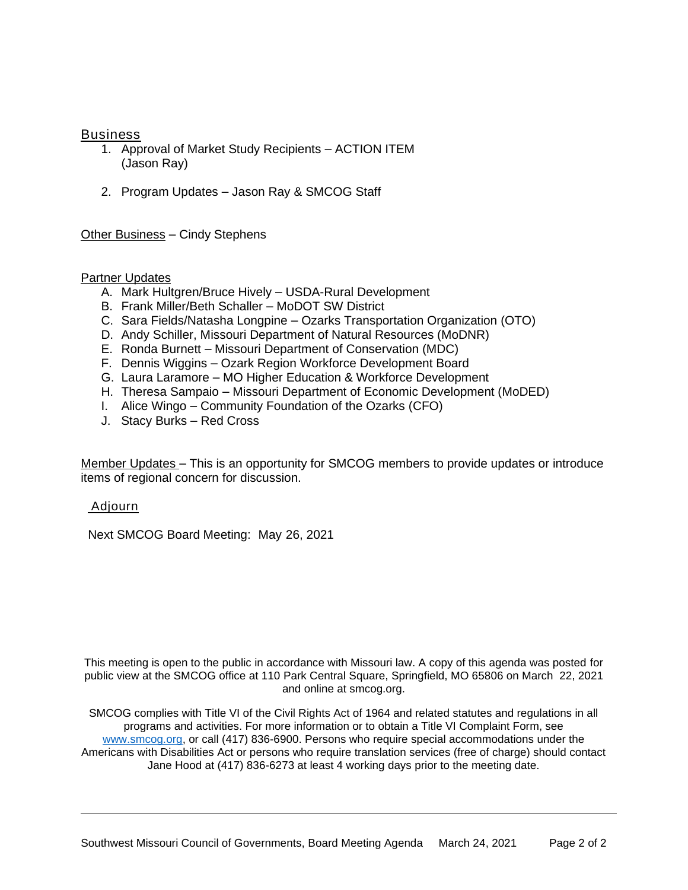## Business

1. Approval of Market Study Recipients – ACTION ITEM (Jason Ray)

2. Program Updates – Jason Ray & SMCOG Staff

Other Business – Cindy Stephens

Partner Updates

A. Mark Hultgren/Bruce Hively – USDA-Rural Development
B. Frank Miller/Beth Schaller – MoDOT SW District
C. Sara Fields/Natasha Longpine – Ozarks Transportation Organization (OTO)
D. Andy Schiller, Missouri Department of Natural Resources (MoDNR)
E. Ronda Burnett – Missouri Department of Conservation (MDC)
F. Dennis Wiggins – Ozark Region Workforce Development Board
G. Laura Laramore – MO Higher Education & Workforce Development
H. Theresa Sampaio – Missouri Department of Economic Development (MoDED)
I. Alice Wingo – Community Foundation of the Ozarks (CFO)
J. Stacy Burks – Red Cross

Member Updates – This is an opportunity for SMCOG members to provide updates or introduce items of regional concern for discussion.

## Adjourn

Next SMCOG Board Meeting: May 26, 2021

This meeting is open to the public in accordance with Missouri law. A copy of this agenda was posted for public view at the SMCOG office at 110 Park Central Square, Springfield, MO 65806 on March 22, 2021 and online at smcog.org.

SMCOG complies with Title VI of the Civil Rights Act of 1964 and related statutes and regulations in all programs and activities. For more information or to obtain a Title VI Complaint Form, see www.smcog.org, or call (417) 836-6900. Persons who require special accommodations under the Americans with Disabilities Act or persons who require translation services (free of charge) should contact Jane Hood at (417) 836-6273 at least 4 working days prior to the meeting date.